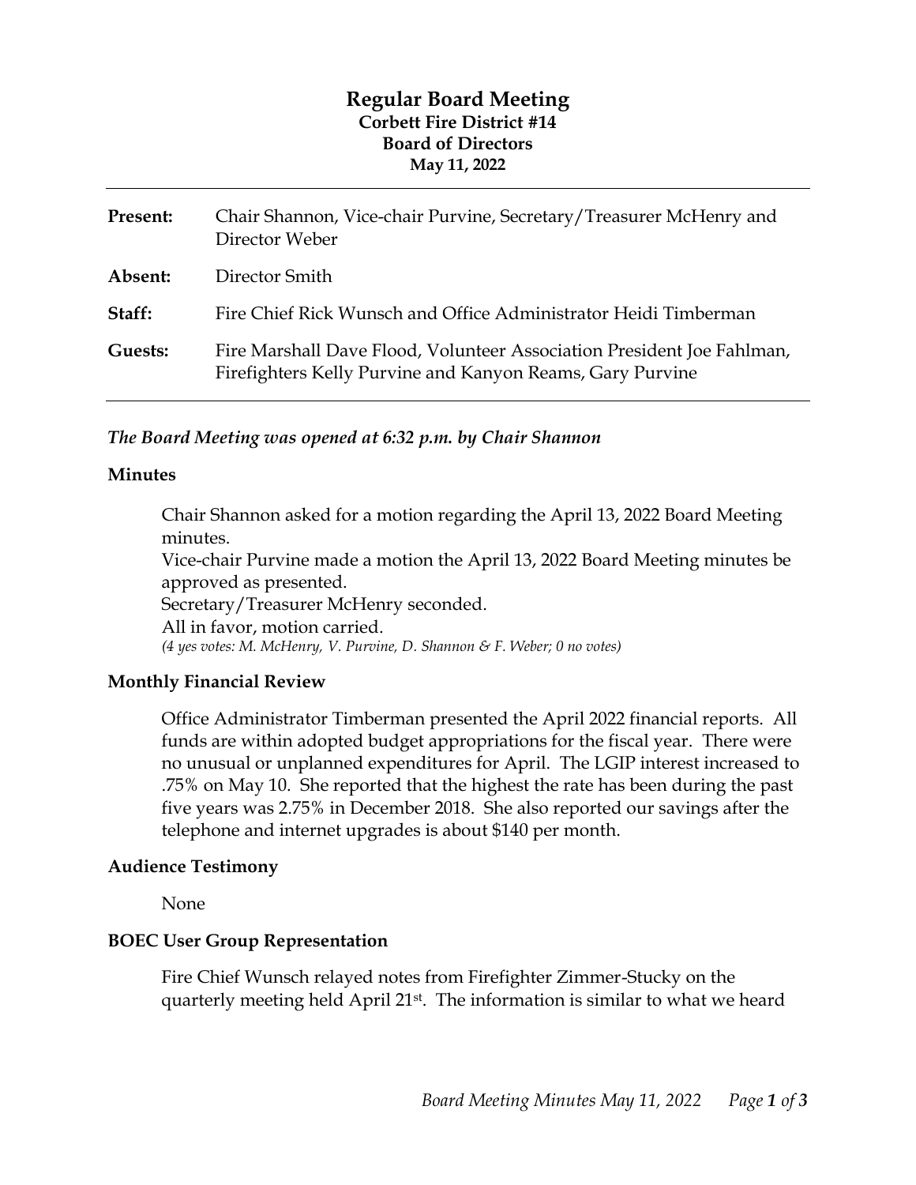# Regular Board Meeting

**Corbett Fire District #14**
**Board of Directors**
**May 11, 2022**

---

| | |
|---|---|
| **Present:** | Chair Shannon, Vice-chair Purvine, Secretary/Treasurer McHenry and Director Weber |
| **Absent:** | Director Smith |
| **Staff:** | Fire Chief Rick Wunsch and Office Administrator Heidi Timberman |
| **Guests:** | Fire Marshall Dave Flood, Volunteer Association President Joe Fahlman, Firefighters Kelly Purvine and Kanyon Reams, Gary Purvine |

---

***The Board Meeting was opened at 6:32 p.m. by Chair Shannon***

**Minutes**

Chair Shannon asked for a motion regarding the April 13, 2022 Board Meeting minutes.
Vice-chair Purvine made a motion the April 13, 2022 Board Meeting minutes be approved as presented.
Secretary/Treasurer McHenry seconded.
All in favor, motion carried.
*(4 yes votes: M. McHenry, V. Purvine, D. Shannon & F. Weber; 0 no votes)*

**Monthly Financial Review**

Office Administrator Timberman presented the April 2022 financial reports. All funds are within adopted budget appropriations for the fiscal year. There were no unusual or unplanned expenditures for April. The LGIP interest increased to .75% on May 10. She reported that the highest the rate has been during the past five years was 2.75% in December 2018. She also reported our savings after the telephone and internet upgrades is about $140 per month.

**Audience Testimony**

None

**BOEC User Group Representation**

Fire Chief Wunsch relayed notes from Firefighter Zimmer-Stucky on the quarterly meeting held April 21st. The information is similar to what we heard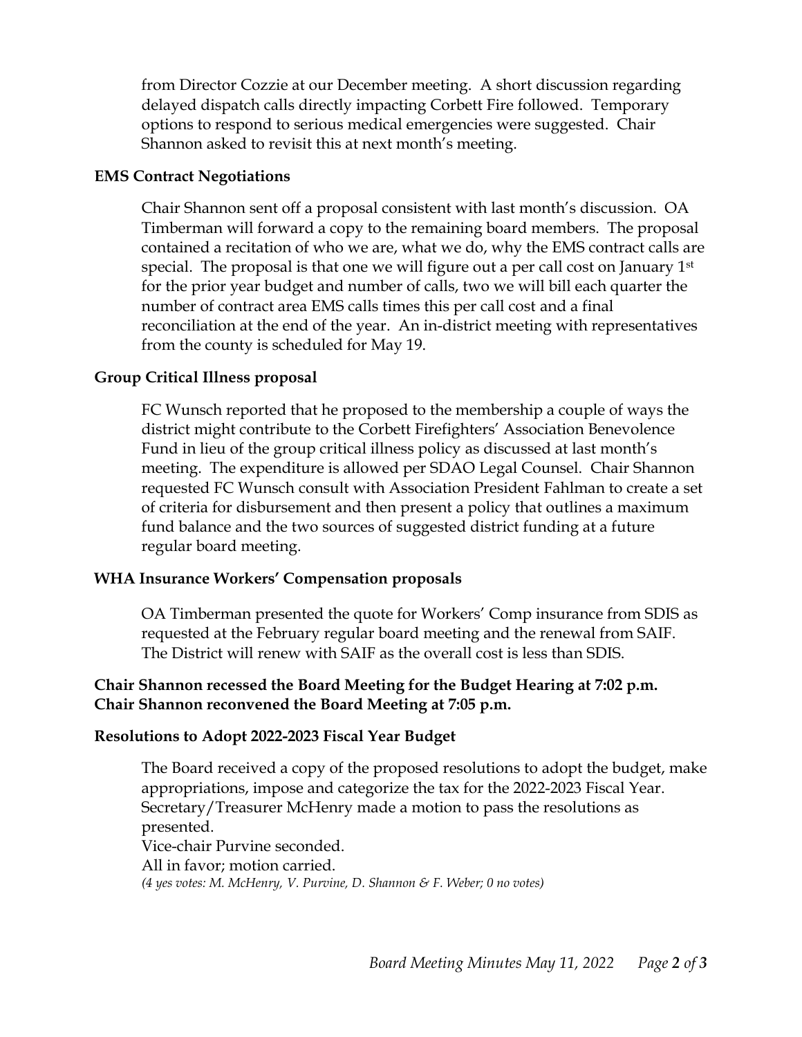from Director Cozzie at our December meeting. A short discussion regarding delayed dispatch calls directly impacting Corbett Fire followed. Temporary options to respond to serious medical emergencies were suggested. Chair Shannon asked to revisit this at next month's meeting.

**EMS Contract Negotiations**

Chair Shannon sent off a proposal consistent with last month's discussion. OA Timberman will forward a copy to the remaining board members. The proposal contained a recitation of who we are, what we do, why the EMS contract calls are special. The proposal is that one we will figure out a per call cost on January 1st for the prior year budget and number of calls, two we will bill each quarter the number of contract area EMS calls times this per call cost and a final reconciliation at the end of the year. An in-district meeting with representatives from the county is scheduled for May 19.

**Group Critical Illness proposal**

FC Wunsch reported that he proposed to the membership a couple of ways the district might contribute to the Corbett Firefighters' Association Benevolence Fund in lieu of the group critical illness policy as discussed at last month's meeting. The expenditure is allowed per SDAO Legal Counsel. Chair Shannon requested FC Wunsch consult with Association President Fahlman to create a set of criteria for disbursement and then present a policy that outlines a maximum fund balance and the two sources of suggested district funding at a future regular board meeting.

**WHA Insurance Workers' Compensation proposals**

OA Timberman presented the quote for Workers' Comp insurance from SDIS as requested at the February regular board meeting and the renewal from SAIF. The District will renew with SAIF as the overall cost is less than SDIS.

**Chair Shannon recessed the Board Meeting for the Budget Hearing at 7:02 p.m.**
**Chair Shannon reconvened the Board Meeting at 7:05 p.m.**

**Resolutions to Adopt 2022-2023 Fiscal Year Budget**

The Board received a copy of the proposed resolutions to adopt the budget, make appropriations, impose and categorize the tax for the 2022-2023 Fiscal Year.
Secretary/Treasurer McHenry made a motion to pass the resolutions as presented.
Vice-chair Purvine seconded.
All in favor; motion carried.
*(4 yes votes: M. McHenry, V. Purvine, D. Shannon & F. Weber; 0 no votes)*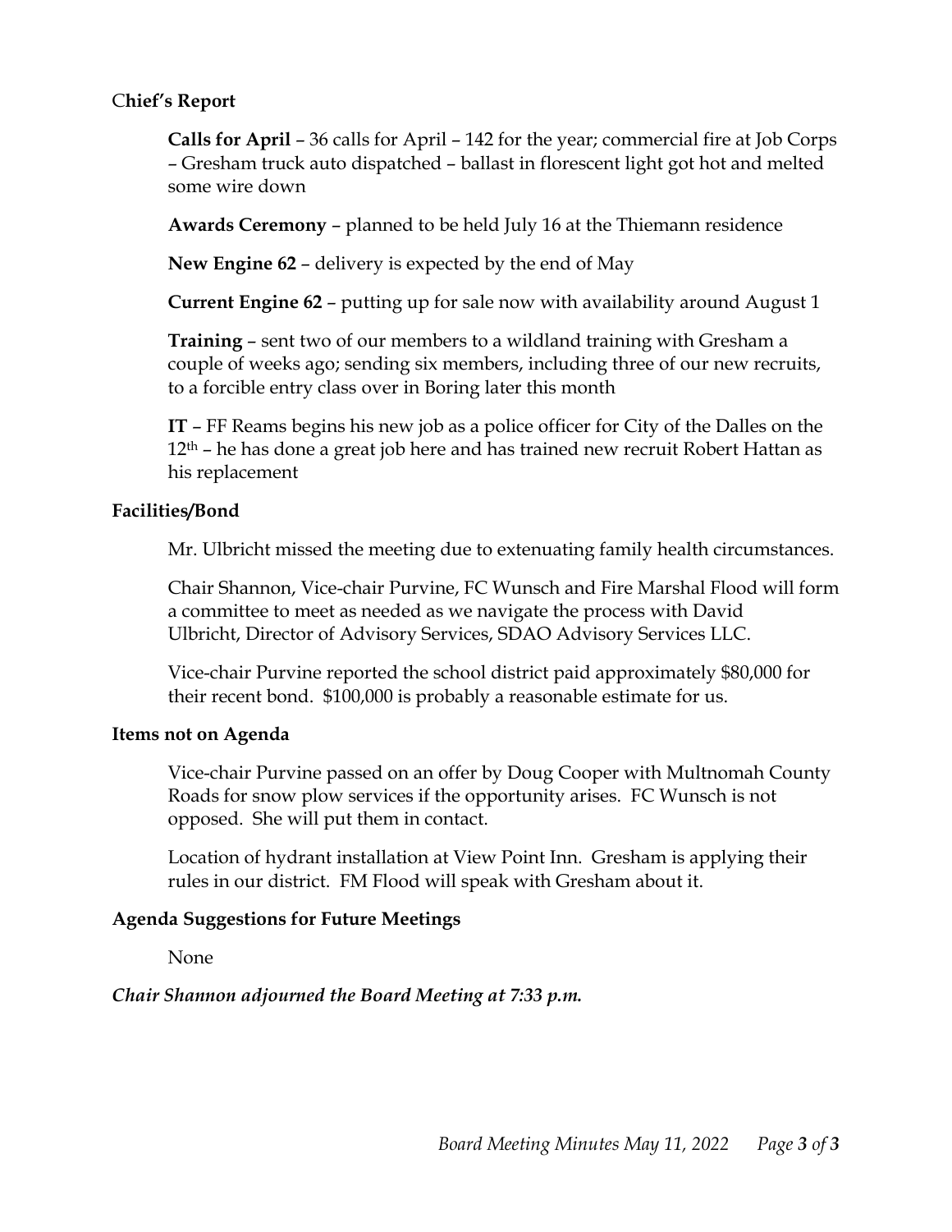**Chief's Report**

**Calls for April** – 36 calls for April – 142 for the year; commercial fire at Job Corps – Gresham truck auto dispatched – ballast in florescent light got hot and melted some wire down

**Awards Ceremony** – planned to be held July 16 at the Thiemann residence

**New Engine 62** – delivery is expected by the end of May

**Current Engine 62** – putting up for sale now with availability around August 1

**Training** – sent two of our members to a wildland training with Gresham a couple of weeks ago; sending six members, including three of our new recruits, to a forcible entry class over in Boring later this month

**IT** – FF Reams begins his new job as a police officer for City of the Dalles on the 12th – he has done a great job here and has trained new recruit Robert Hattan as his replacement

**Facilities/Bond**

Mr. Ulbricht missed the meeting due to extenuating family health circumstances.

Chair Shannon, Vice-chair Purvine, FC Wunsch and Fire Marshal Flood will form a committee to meet as needed as we navigate the process with David Ulbricht, Director of Advisory Services, SDAO Advisory Services LLC.

Vice-chair Purvine reported the school district paid approximately $80,000 for their recent bond. $100,000 is probably a reasonable estimate for us.

**Items not on Agenda**

Vice-chair Purvine passed on an offer by Doug Cooper with Multnomah County Roads for snow plow services if the opportunity arises. FC Wunsch is not opposed. She will put them in contact.

Location of hydrant installation at View Point Inn. Gresham is applying their rules in our district. FM Flood will speak with Gresham about it.

**Agenda Suggestions for Future Meetings**

None

***Chair Shannon adjourned the Board Meeting at 7:33 p.m.***